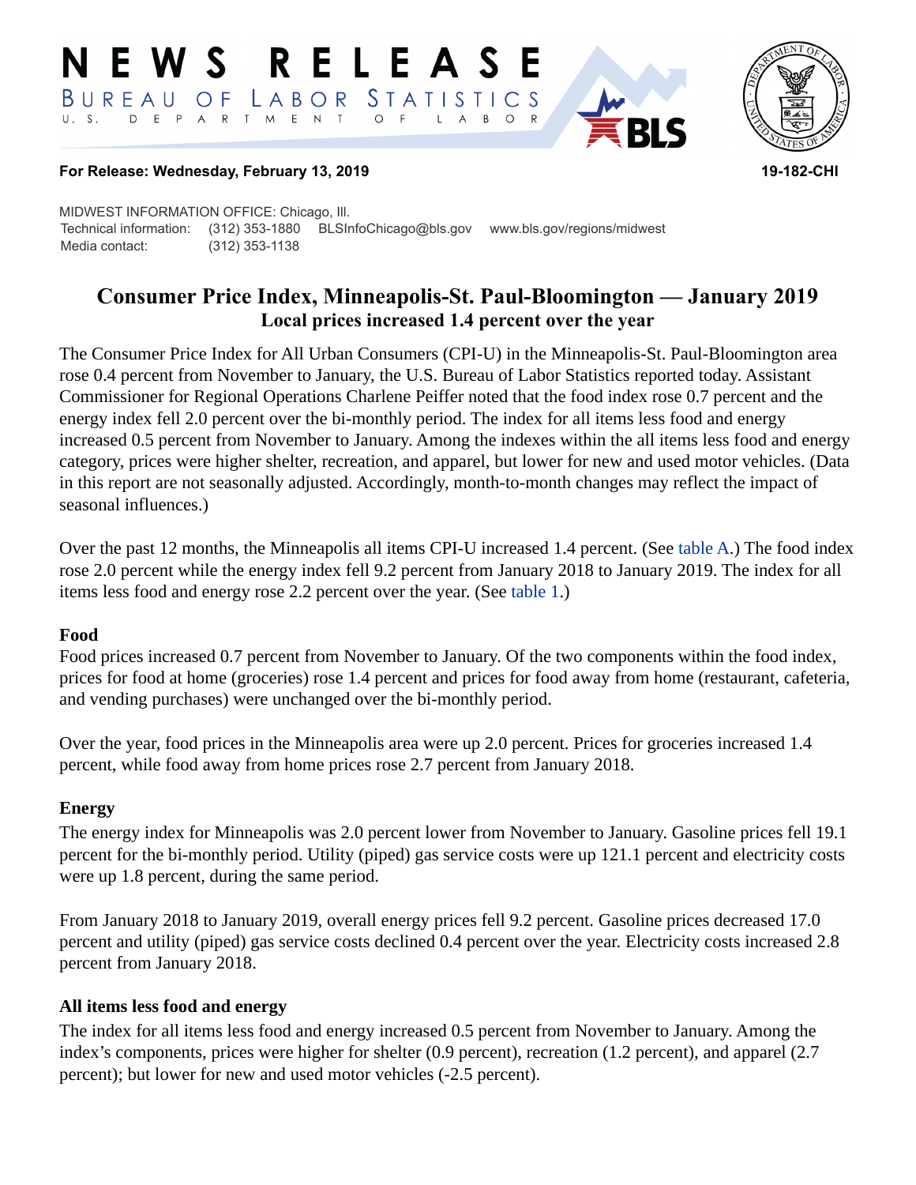# NEWS RELEASE

BUREAU OF LABOR STATISTICS

U. S. DEPARTMENT OF LABOR

**For Release: Wednesday, February 13, 2019** **19-182-CHI**

MIDWEST INFORMATION OFFICE: Chicago, Ill.
Technical information: (312) 353-1880 BLSInfoChicago@bls.gov www.bls.gov/regions/midwest
Media contact: (312) 353-1138

## Consumer Price Index, Minneapolis-St. Paul-Bloomington — January 2019
### Local prices increased 1.4 percent over the year

The Consumer Price Index for All Urban Consumers (CPI-U) in the Minneapolis-St. Paul-Bloomington area rose 0.4 percent from November to January, the U.S. Bureau of Labor Statistics reported today. Assistant Commissioner for Regional Operations Charlene Peiffer noted that the food index rose 0.7 percent and the energy index fell 2.0 percent over the bi-monthly period. The index for all items less food and energy increased 0.5 percent from November to January. Among the indexes within the all items less food and energy category, prices were higher shelter, recreation, and apparel, but lower for new and used motor vehicles. (Data in this report are not seasonally adjusted. Accordingly, month-to-month changes may reflect the impact of seasonal influences.)

Over the past 12 months, the Minneapolis all items CPI-U increased 1.4 percent. (See table A.) The food index rose 2.0 percent while the energy index fell 9.2 percent from January 2018 to January 2019. The index for all items less food and energy rose 2.2 percent over the year. (See table 1.)

### Food

Food prices increased 0.7 percent from November to January. Of the two components within the food index, prices for food at home (groceries) rose 1.4 percent and prices for food away from home (restaurant, cafeteria, and vending purchases) were unchanged over the bi-monthly period.

Over the year, food prices in the Minneapolis area were up 2.0 percent. Prices for groceries increased 1.4 percent, while food away from home prices rose 2.7 percent from January 2018.

### Energy

The energy index for Minneapolis was 2.0 percent lower from November to January. Gasoline prices fell 19.1 percent for the bi-monthly period. Utility (piped) gas service costs were up 121.1 percent and electricity costs were up 1.8 percent, during the same period.

From January 2018 to January 2019, overall energy prices fell 9.2 percent. Gasoline prices decreased 17.0 percent and utility (piped) gas service costs declined 0.4 percent over the year. Electricity costs increased 2.8 percent from January 2018.

### All items less food and energy

The index for all items less food and energy increased 0.5 percent from November to January. Among the index's components, prices were higher for shelter (0.9 percent), recreation (1.2 percent), and apparel (2.7 percent); but lower for new and used motor vehicles (-2.5 percent).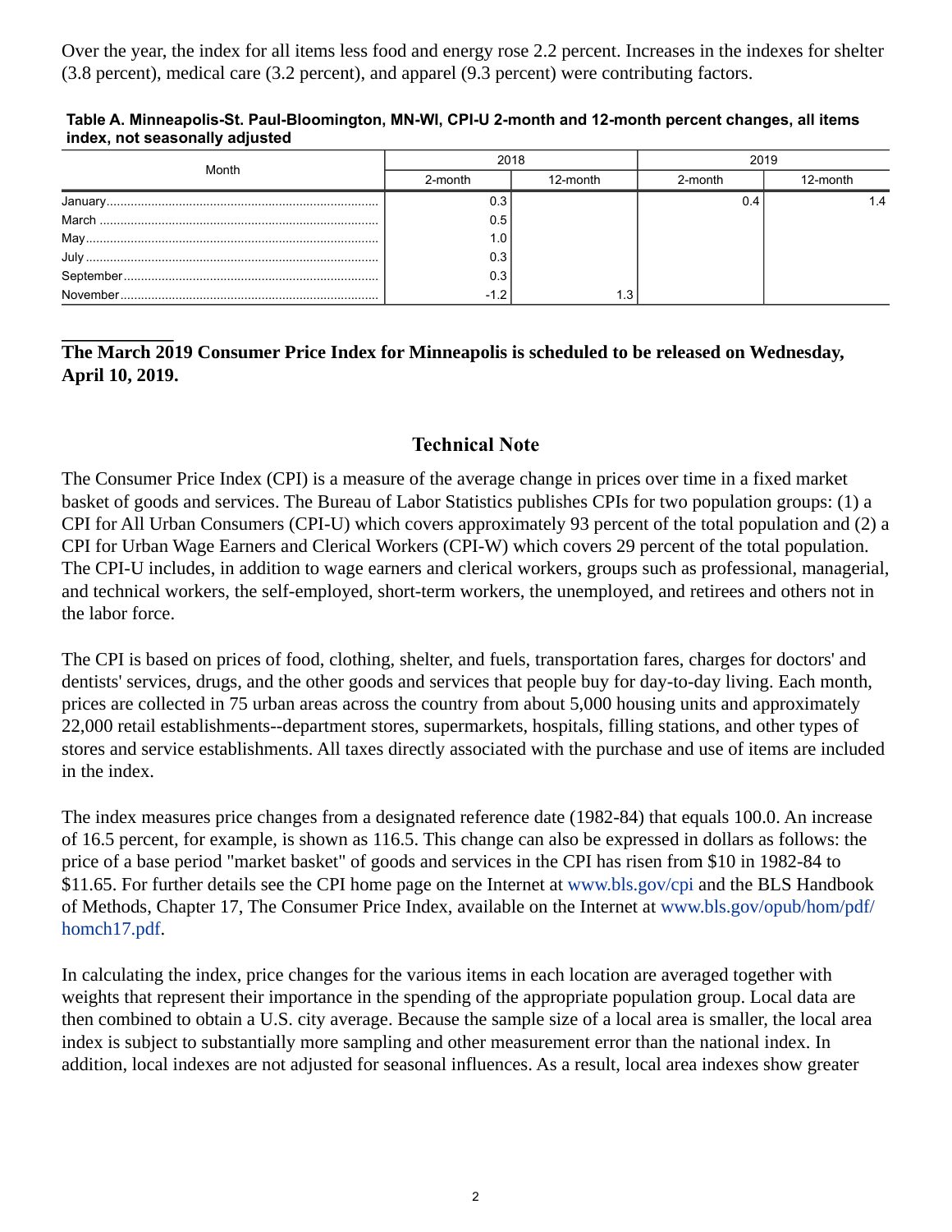Over the year, the index for all items less food and energy rose 2.2 percent. Increases in the indexes for shelter (3.8 percent), medical care (3.2 percent), and apparel (9.3 percent) were contributing factors.

**Table A. Minneapolis-St. Paul-Bloomington, MN-WI, CPI-U 2-month and 12-month percent changes, all items index, not seasonally adjusted**

| Month | 2018 | | 2019 | |
|---|---|---|---|---|
| | 2-month | 12-month | 2-month | 12-month |
| January | 0.3 | | 0.4 | 1.4 |
| March | 0.5 | | | |
| May | 1.0 | | | |
| July | 0.3 | | | |
| September | 0.3 | | | |
| November | -1.2 | 1.3 | | |

**The March 2019 Consumer Price Index for Minneapolis is scheduled to be released on Wednesday, April 10, 2019.**

## Technical Note

The Consumer Price Index (CPI) is a measure of the average change in prices over time in a fixed market basket of goods and services. The Bureau of Labor Statistics publishes CPIs for two population groups: (1) a CPI for All Urban Consumers (CPI-U) which covers approximately 93 percent of the total population and (2) a CPI for Urban Wage Earners and Clerical Workers (CPI-W) which covers 29 percent of the total population. The CPI-U includes, in addition to wage earners and clerical workers, groups such as professional, managerial, and technical workers, the self-employed, short-term workers, the unemployed, and retirees and others not in the labor force.

The CPI is based on prices of food, clothing, shelter, and fuels, transportation fares, charges for doctors' and dentists' services, drugs, and the other goods and services that people buy for day-to-day living. Each month, prices are collected in 75 urban areas across the country from about 5,000 housing units and approximately 22,000 retail establishments--department stores, supermarkets, hospitals, filling stations, and other types of stores and service establishments. All taxes directly associated with the purchase and use of items are included in the index.

The index measures price changes from a designated reference date (1982-84) that equals 100.0. An increase of 16.5 percent, for example, is shown as 116.5. This change can also be expressed in dollars as follows: the price of a base period "market basket" of goods and services in the CPI has risen from $10 in 1982-84 to $11.65. For further details see the CPI home page on the Internet at www.bls.gov/cpi and the BLS Handbook of Methods, Chapter 17, The Consumer Price Index, available on the Internet at www.bls.gov/opub/hom/pdf/homch17.pdf.

In calculating the index, price changes for the various items in each location are averaged together with weights that represent their importance in the spending of the appropriate population group. Local data are then combined to obtain a U.S. city average. Because the sample size of a local area is smaller, the local area index is subject to substantially more sampling and other measurement error than the national index. In addition, local indexes are not adjusted for seasonal influences. As a result, local area indexes show greater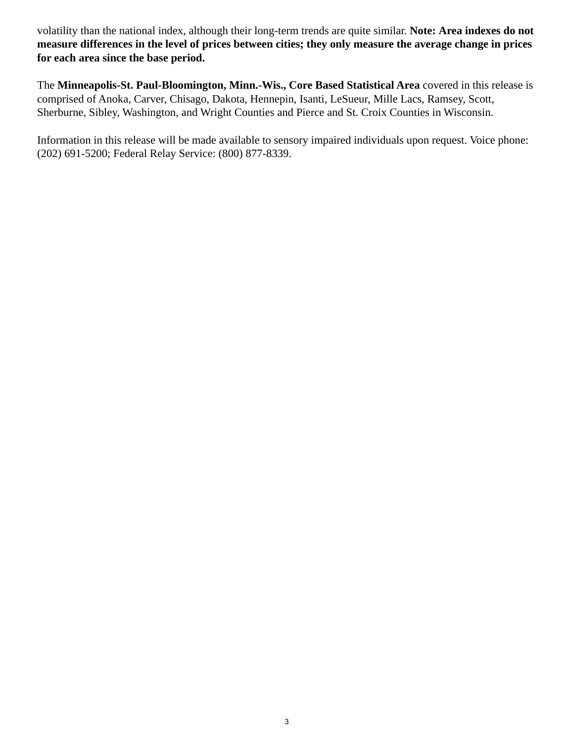volatility than the national index, although their long-term trends are quite similar. **Note: Area indexes do not measure differences in the level of prices between cities; they only measure the average change in prices for each area since the base period.**

The **Minneapolis-St. Paul-Bloomington, Minn.-Wis., Core Based Statistical Area** covered in this release is comprised of Anoka, Carver, Chisago, Dakota, Hennepin, Isanti, LeSueur, Mille Lacs, Ramsey, Scott, Sherburne, Sibley, Washington, and Wright Counties and Pierce and St. Croix Counties in Wisconsin.

Information in this release will be made available to sensory impaired individuals upon request. Voice phone: (202) 691-5200; Federal Relay Service: (800) 877-8339.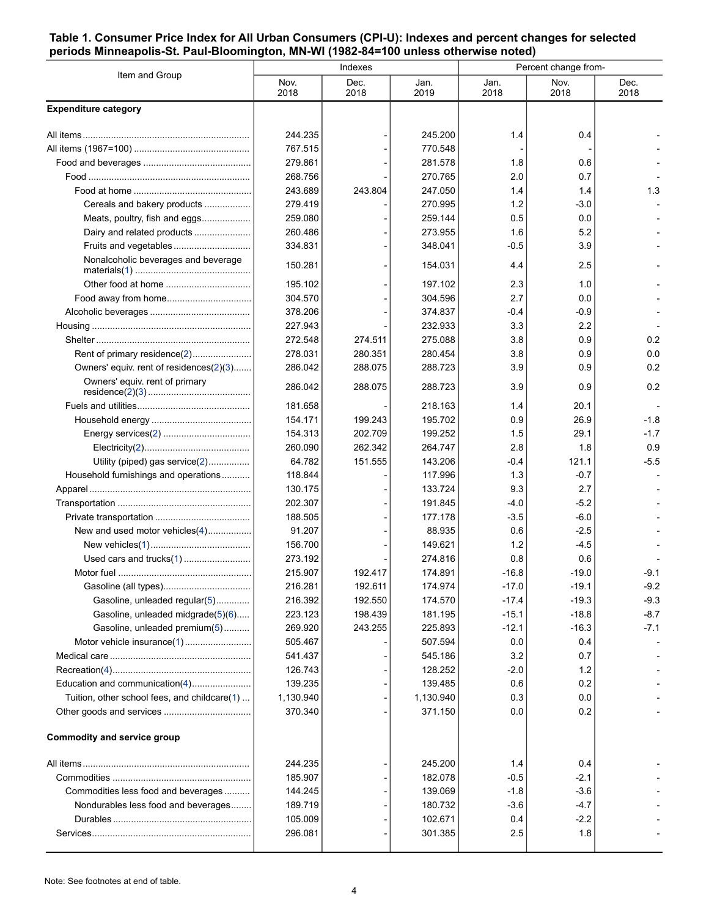**Table 1. Consumer Price Index for All Urban Consumers (CPI-U): Indexes and percent changes for selected periods Minneapolis-St. Paul-Bloomington, MN-WI (1982-84=100 unless otherwise noted)**

| Item and Group | Indexes | | | Percent change from- | | |
|---|---|---|---|---|---|---|
| | Nov. 2018 | Dec. 2018 | Jan. 2019 | Jan. 2018 | Nov. 2018 | Dec. 2018 |
| **Expenditure category** | | | | | | |
| All items | 244.235 | - | 245.200 | 1.4 | 0.4 | - |
| All items (1967=100) | 767.515 | - | 770.548 | - | - | - |
| Food and beverages | 279.861 | - | 281.578 | 1.8 | 0.6 | - |
| Food | 268.756 | - | 270.765 | 2.0 | 0.7 | - |
| Food at home | 243.689 | 243.804 | 247.050 | 1.4 | 1.4 | 1.3 |
| Cereals and bakery products | 279.419 | - | 270.995 | 1.2 | -3.0 | - |
| Meats, poultry, fish and eggs | 259.080 | - | 259.144 | 0.5 | 0.0 | - |
| Dairy and related products | 260.486 | - | 273.955 | 1.6 | 5.2 | - |
| Fruits and vegetables | 334.831 | - | 348.041 | -0.5 | 3.9 | - |
| Nonalcoholic beverages and beverage materials(1) | 150.281 | - | 154.031 | 4.4 | 2.5 | - |
| Other food at home | 195.102 | - | 197.102 | 2.3 | 1.0 | - |
| Food away from home | 304.570 | - | 304.596 | 2.7 | 0.0 | - |
| Alcoholic beverages | 378.206 | - | 374.837 | -0.4 | -0.9 | - |
| Housing | 227.943 | - | 232.933 | 3.3 | 2.2 | - |
| Shelter | 272.548 | 274.511 | 275.088 | 3.8 | 0.9 | 0.2 |
| Rent of primary residence(2) | 278.031 | 280.351 | 280.454 | 3.8 | 0.9 | 0.0 |
| Owners' equiv. rent of residences(2)(3) | 286.042 | 288.075 | 288.723 | 3.9 | 0.9 | 0.2 |
| Owners' equiv. rent of primary residence(2)(3) | 286.042 | 288.075 | 288.723 | 3.9 | 0.9 | 0.2 |
| Fuels and utilities | 181.658 | - | 218.163 | 1.4 | 20.1 | - |
| Household energy | 154.171 | 199.243 | 195.702 | 0.9 | 26.9 | -1.8 |
| Energy services(2) | 154.313 | 202.709 | 199.252 | 1.5 | 29.1 | -1.7 |
| Electricity(2) | 260.090 | 262.342 | 264.747 | 2.8 | 1.8 | 0.9 |
| Utility (piped) gas service(2) | 64.782 | 151.555 | 143.206 | -0.4 | 121.1 | -5.5 |
| Household furnishings and operations | 118.844 | - | 117.996 | 1.3 | -0.7 | - |
| Apparel | 130.175 | - | 133.724 | 9.3 | 2.7 | - |
| Transportation | 202.307 | - | 191.845 | -4.0 | -5.2 | - |
| Private transportation | 188.505 | - | 177.178 | -3.5 | -6.0 | - |
| New and used motor vehicles(4) | 91.207 | - | 88.935 | 0.6 | -2.5 | - |
| New vehicles(1) | 156.700 | - | 149.621 | 1.2 | -4.5 | - |
| Used cars and trucks(1) | 273.192 | - | 274.816 | 0.8 | 0.6 | - |
| Motor fuel | 215.907 | 192.417 | 174.891 | -16.8 | -19.0 | -9.1 |
| Gasoline (all types) | 216.281 | 192.611 | 174.974 | -17.0 | -19.1 | -9.2 |
| Gasoline, unleaded regular(5) | 216.392 | 192.550 | 174.570 | -17.4 | -19.3 | -9.3 |
| Gasoline, unleaded midgrade(5)(6) | 223.123 | 198.439 | 181.195 | -15.1 | -18.8 | -8.7 |
| Gasoline, unleaded premium(5) | 269.920 | 243.255 | 225.893 | -12.1 | -16.3 | -7.1 |
| Motor vehicle insurance(1) | 505.467 | - | 507.594 | 0.0 | 0.4 | - |
| Medical care | 541.437 | - | 545.186 | 3.2 | 0.7 | - |
| Recreation(4) | 126.743 | - | 128.252 | -2.0 | 1.2 | - |
| Education and communication(4) | 139.235 | - | 139.485 | 0.6 | 0.2 | - |
| Tuition, other school fees, and childcare(1) | 1,130.940 | - | 1,130.940 | 0.3 | 0.0 | - |
| Other goods and services | 370.340 | - | 371.150 | 0.0 | 0.2 | - |
| **Commodity and service group** | | | | | | |
| All items | 244.235 | - | 245.200 | 1.4 | 0.4 | - |
| Commodities | 185.907 | - | 182.078 | -0.5 | -2.1 | - |
| Commodities less food and beverages | 144.245 | - | 139.069 | -1.8 | -3.6 | - |
| Nondurables less food and beverages | 189.719 | - | 180.732 | -3.6 | -4.7 | - |
| Durables | 105.009 | - | 102.671 | 0.4 | -2.2 | - |
| Services | 296.081 | - | 301.385 | 2.5 | 1.8 | - |

Note: See footnotes at end of table.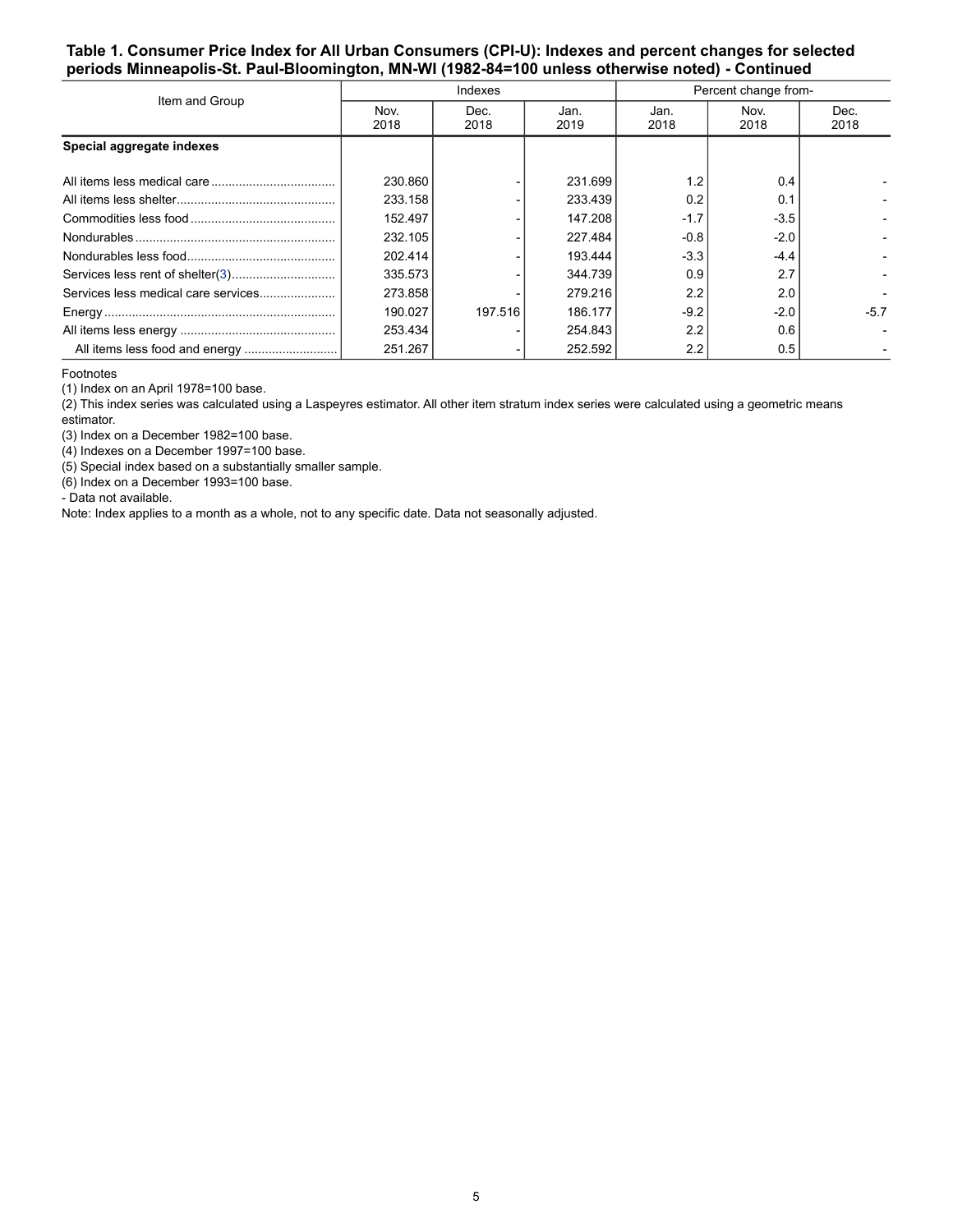**Table 1. Consumer Price Index for All Urban Consumers (CPI-U): Indexes and percent changes for selected periods Minneapolis-St. Paul-Bloomington, MN-WI (1982-84=100 unless otherwise noted) - Continued**

| Item and Group | Indexes | | | Percent change from- | | |
|---|---|---|---|---|---|---|
| | Nov. 2018 | Dec. 2018 | Jan. 2019 | Jan. 2018 | Nov. 2018 | Dec. 2018 |
| **Special aggregate indexes** | | | | | | |
| All items less medical care | 230.860 | - | 231.699 | 1.2 | 0.4 | - |
| All items less shelter | 233.158 | - | 233.439 | 0.2 | 0.1 | - |
| Commodities less food | 152.497 | - | 147.208 | -1.7 | -3.5 | - |
| Nondurables | 232.105 | - | 227.484 | -0.8 | -2.0 | - |
| Nondurables less food | 202.414 | - | 193.444 | -3.3 | -4.4 | - |
| Services less rent of shelter(3) | 335.573 | - | 344.739 | 0.9 | 2.7 | - |
| Services less medical care services | 273.858 | - | 279.216 | 2.2 | 2.0 | - |
| Energy | 190.027 | 197.516 | 186.177 | -9.2 | -2.0 | -5.7 |
| All items less energy | 253.434 | - | 254.843 | 2.2 | 0.6 | - |
| All items less food and energy | 251.267 | - | 252.592 | 2.2 | 0.5 | - |

Footnotes

(1) Index on an April 1978=100 base.

(2) This index series was calculated using a Laspeyres estimator. All other item stratum index series were calculated using a geometric means estimator.

(3) Index on a December 1982=100 base.

(4) Indexes on a December 1997=100 base.

(5) Special index based on a substantially smaller sample.

(6) Index on a December 1993=100 base.

\- Data not available.

Note: Index applies to a month as a whole, not to any specific date. Data not seasonally adjusted.